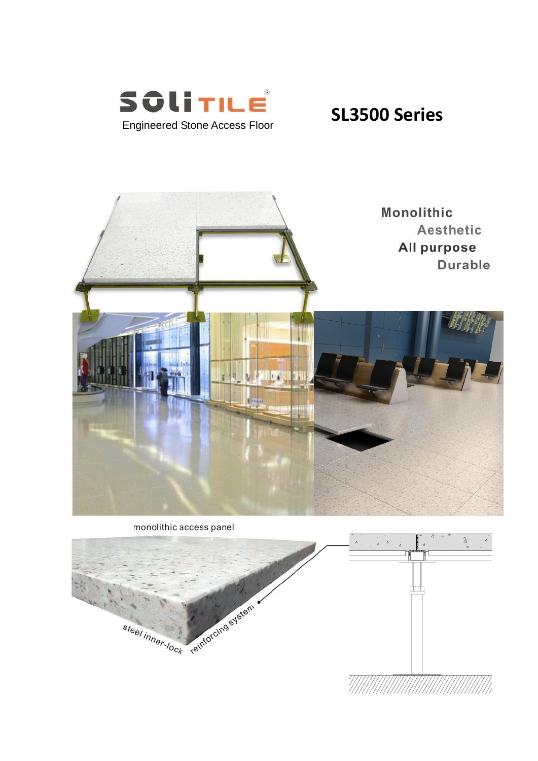# SOLITILE®

Engineered Stone Access Floor

# SL3500 Series

Monolithic

Aesthetic

All purpose

Durable

monolithic access panel

steel inner-lock reinforcing system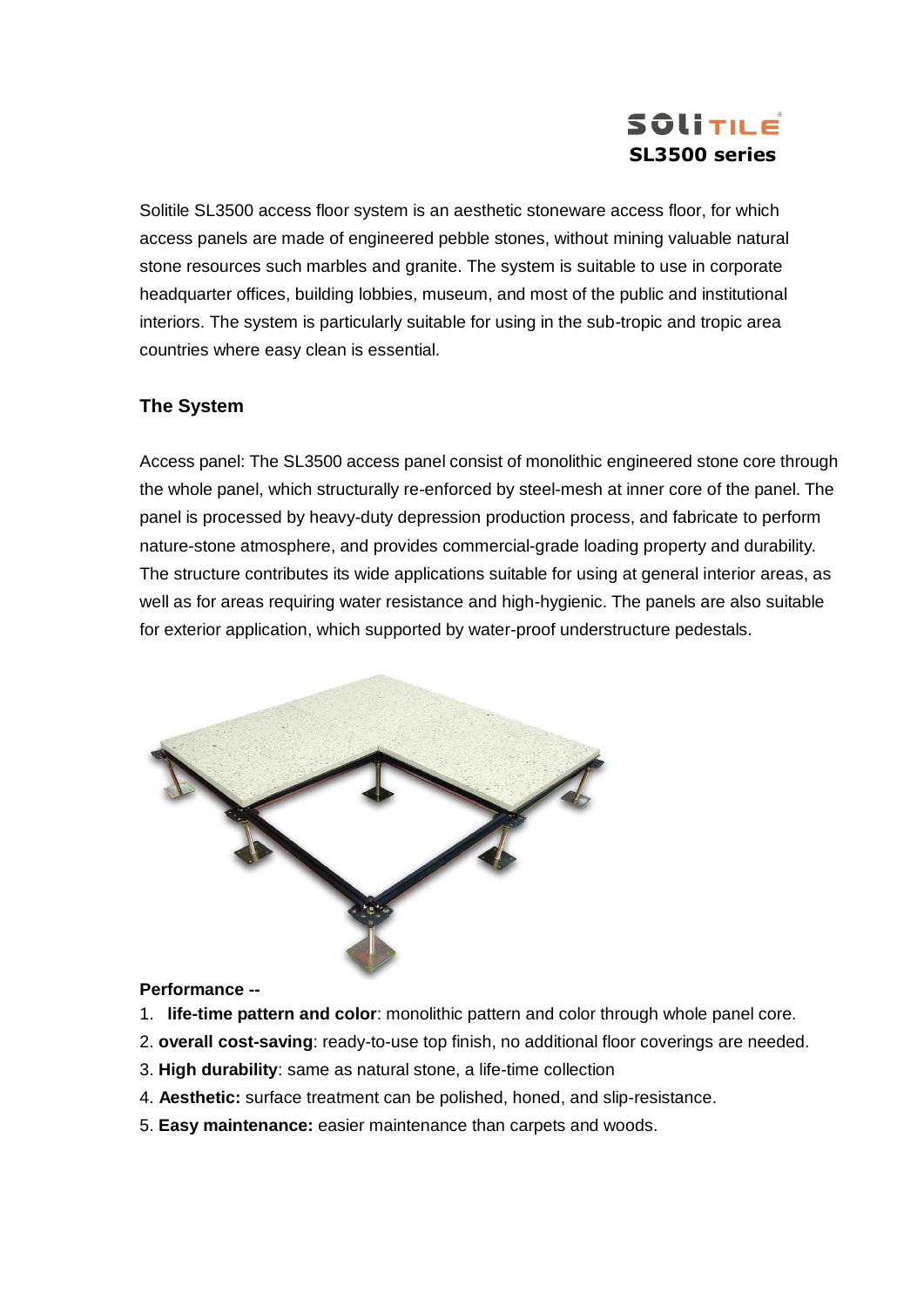**SOLiTILE**
**SL3500 series**

Solitile SL3500 access floor system is an aesthetic stoneware access floor, for which access panels are made of engineered pebble stones, without mining valuable natural stone resources such marbles and granite. The system is suitable to use in corporate headquarter offices, building lobbies, museum, and most of the public and institutional interiors. The system is particularly suitable for using in the sub-tropic and tropic area countries where easy clean is essential.

### The System

Access panel: The SL3500 access panel consist of monolithic engineered stone core through the whole panel, which structurally re-enforced by steel-mesh at inner core of the panel. The panel is processed by heavy-duty depression production process, and fabricate to perform nature-stone atmosphere, and provides commercial-grade loading property and durability. The structure contributes its wide applications suitable for using at general interior areas, as well as for areas requiring water resistance and high-hygienic. The panels are also suitable for exterior application, which supported by water-proof understructure pedestals.

**Performance --**

1. **life-time pattern and color**: monolithic pattern and color through whole panel core.
2. **overall cost-saving**: ready-to-use top finish, no additional floor coverings are needed.
3. **High durability**: same as natural stone, a life-time collection
4. **Aesthetic:** surface treatment can be polished, honed, and slip-resistance.
5. **Easy maintenance:** easier maintenance than carpets and woods.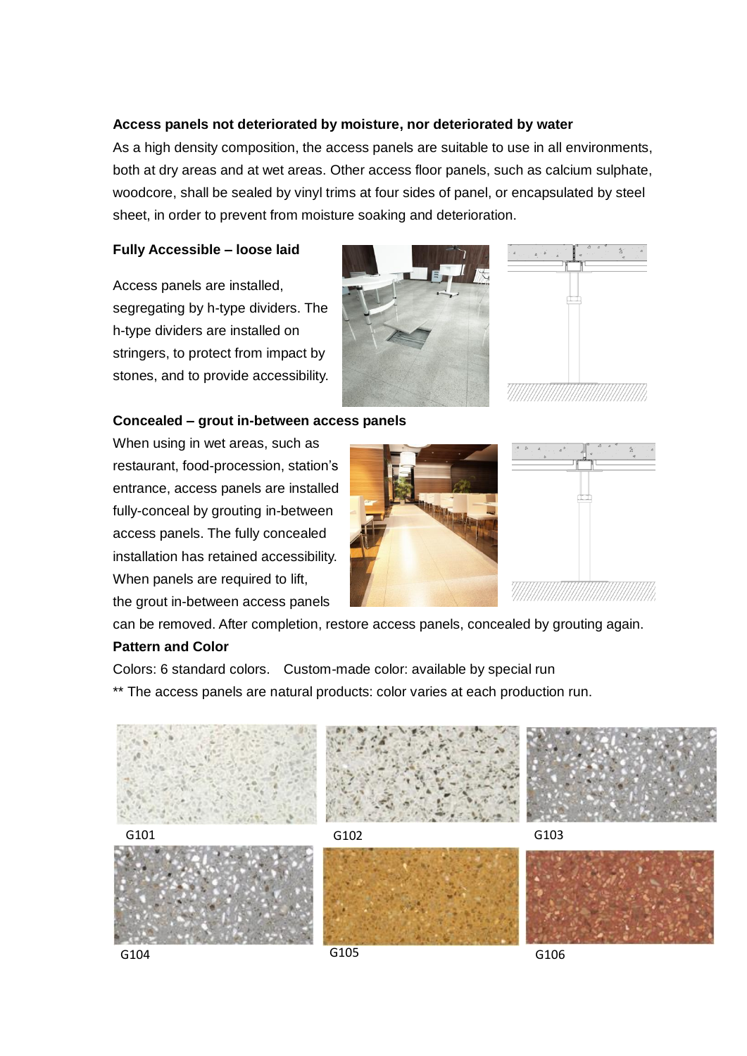**Access panels not deteriorated by moisture, nor deteriorated by water**

As a high density composition, the access panels are suitable to use in all environments, both at dry areas and at wet areas. Other access floor panels, such as calcium sulphate, woodcore, shall be sealed by vinyl trims at four sides of panel, or encapsulated by steel sheet, in order to prevent from moisture soaking and deterioration.

**Fully Accessible – loose laid**

Access panels are installed, segregating by h-type dividers. The h-type dividers are installed on stringers, to protect from impact by stones, and to provide accessibility.

**Concealed – grout in-between access panels**

When using in wet areas, such as restaurant, food-procession, station's entrance, access panels are installed fully-conceal by grouting in-between access panels. The fully concealed installation has retained accessibility. When panels are required to lift, the grout in-between access panels can be removed. After completion, restore access panels, concealed by grouting again.

**Pattern and Color**

Colors: 6 standard colors.    Custom-made color: available by special run

** The access panels are natural products: color varies at each production run.

G101

G102

G103

G104

G105

G106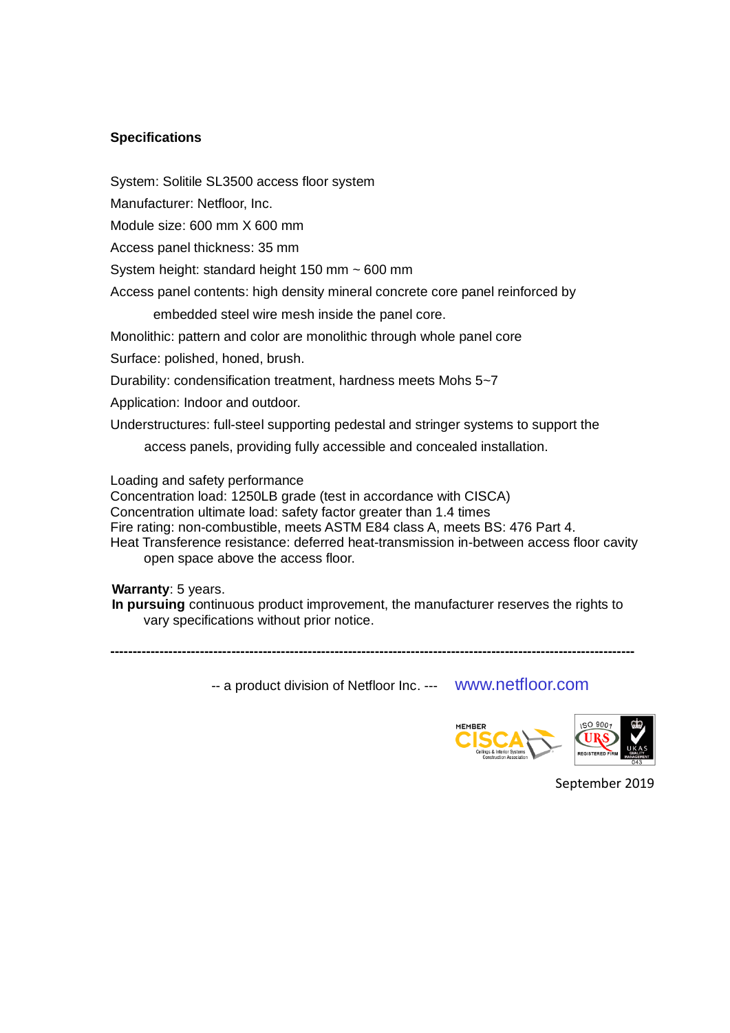**Specifications**

System: Solitile SL3500 access floor system

Manufacturer: Netfloor, Inc.

Module size: 600 mm X 600 mm

Access panel thickness: 35 mm

System height: standard height 150 mm ~ 600 mm

Access panel contents: high density mineral concrete core panel reinforced by embedded steel wire mesh inside the panel core.

Monolithic: pattern and color are monolithic through whole panel core

Surface: polished, honed, brush.

Durability: condensification treatment, hardness meets Mohs 5~7

Application: Indoor and outdoor.

Understructures: full-steel supporting pedestal and stringer systems to support the access panels, providing fully accessible and concealed installation.

Loading and safety performance
Concentration load: 1250LB grade (test in accordance with CISCA)
Concentration ultimate load: safety factor greater than 1.4 times
Fire rating: non-combustible, meets ASTM E84 class A, meets BS: 476 Part 4.
Heat Transference resistance: deferred heat-transmission in-between access floor cavity open space above the access floor.

**Warranty**: 5 years.
**In pursuing** continuous product improvement, the manufacturer reserves the rights to vary specifications without prior notice.

---

-- a product division of Netfloor Inc. --- www.netfloor.com

MEMBER CISCA Ceilings & Interior Systems Construction Association

ISO 9001 URS REGISTERED FIRM UKAS QUALITY MANAGEMENT 043

September 2019